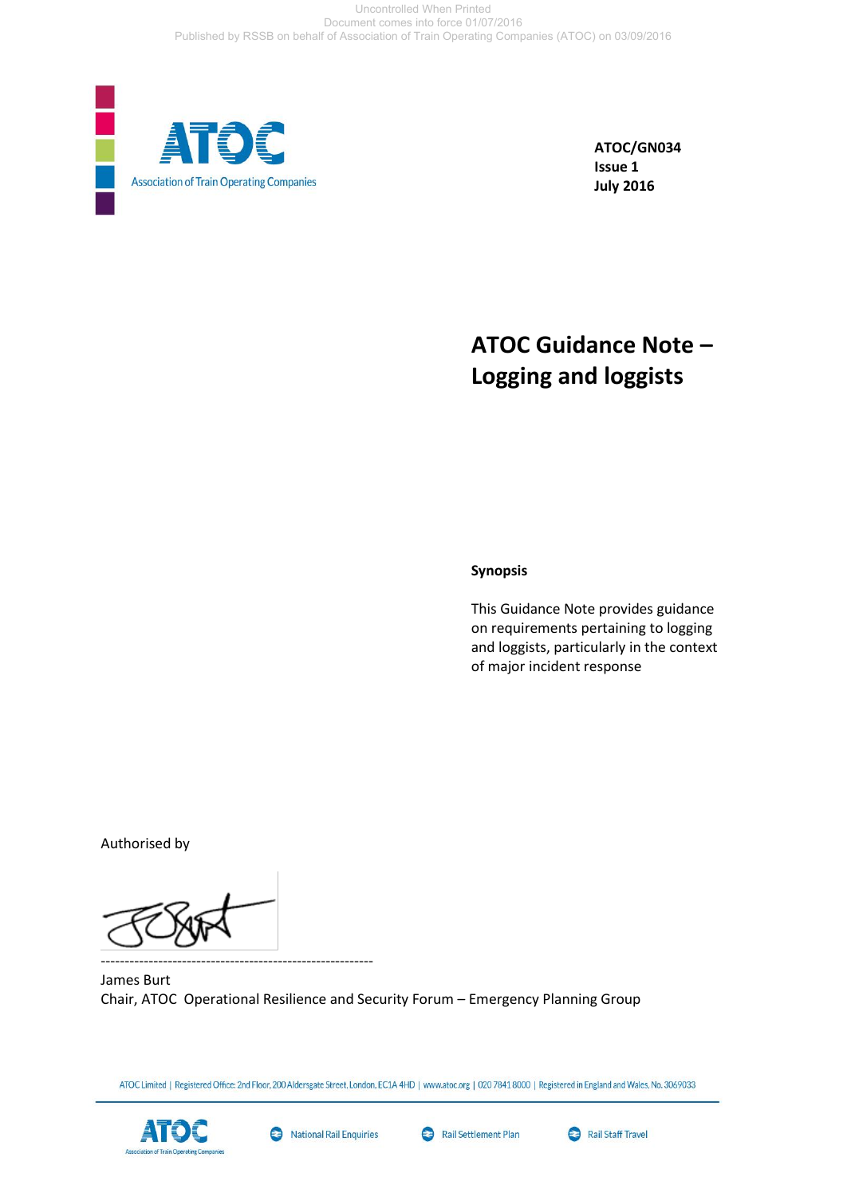Uncontrolled When Printed
Document comes into force 01/07/2016
Published by RSSB on behalf of Association of Train Operating Companies (ATOC) on 03/09/2016

ATOC
Association of Train Operating Companies

**ATOC/GN034**
**Issue 1**
**July 2016**

# ATOC Guidance Note – Logging and loggists

**Synopsis**

This Guidance Note provides guidance on requirements pertaining to logging and loggists, particularly in the context of major incident response

Authorised by

---

James Burt
Chair, ATOC Operational Resilience and Security Forum – Emergency Planning Group

ATOC Limited | Registered Office: 2nd Floor, 200 Aldersgate Street, London, EC1A 4HD | www.atoc.org | 020 7841 8000 | Registered in England and Wales, No. 3069033

ATOC | National Rail Enquiries | Rail Settlement Plan | Rail Staff Travel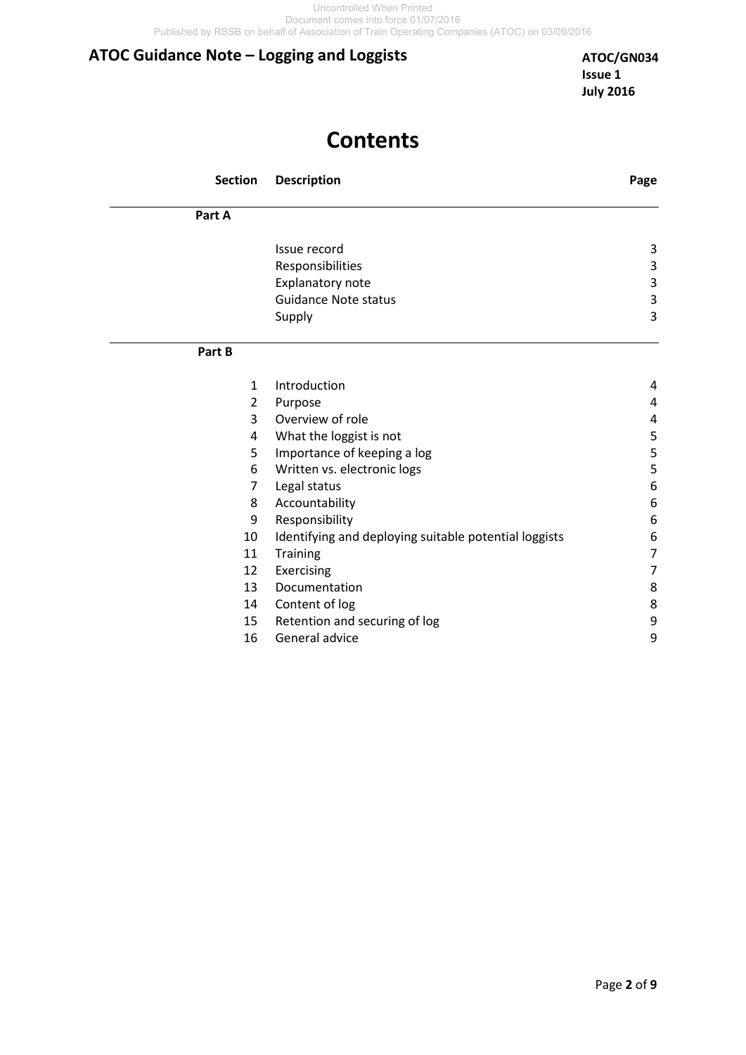# Contents

| Section | Description | Page |
|---|---|---|
| **Part A** | | |
| | Issue record | 3 |
| | Responsibilities | 3 |
| | Explanatory note | 3 |
| | Guidance Note status | 3 |
| | Supply | 3 |
| **Part B** | | |
| 1 | Introduction | 4 |
| 2 | Purpose | 4 |
| 3 | Overview of role | 4 |
| 4 | What the loggist is not | 5 |
| 5 | Importance of keeping a log | 5 |
| 6 | Written vs. electronic logs | 5 |
| 7 | Legal status | 6 |
| 8 | Accountability | 6 |
| 9 | Responsibility | 6 |
| 10 | Identifying and deploying suitable potential loggists | 6 |
| 11 | Training | 7 |
| 12 | Exercising | 7 |
| 13 | Documentation | 8 |
| 14 | Content of log | 8 |
| 15 | Retention and securing of log | 9 |
| 16 | General advice | 9 |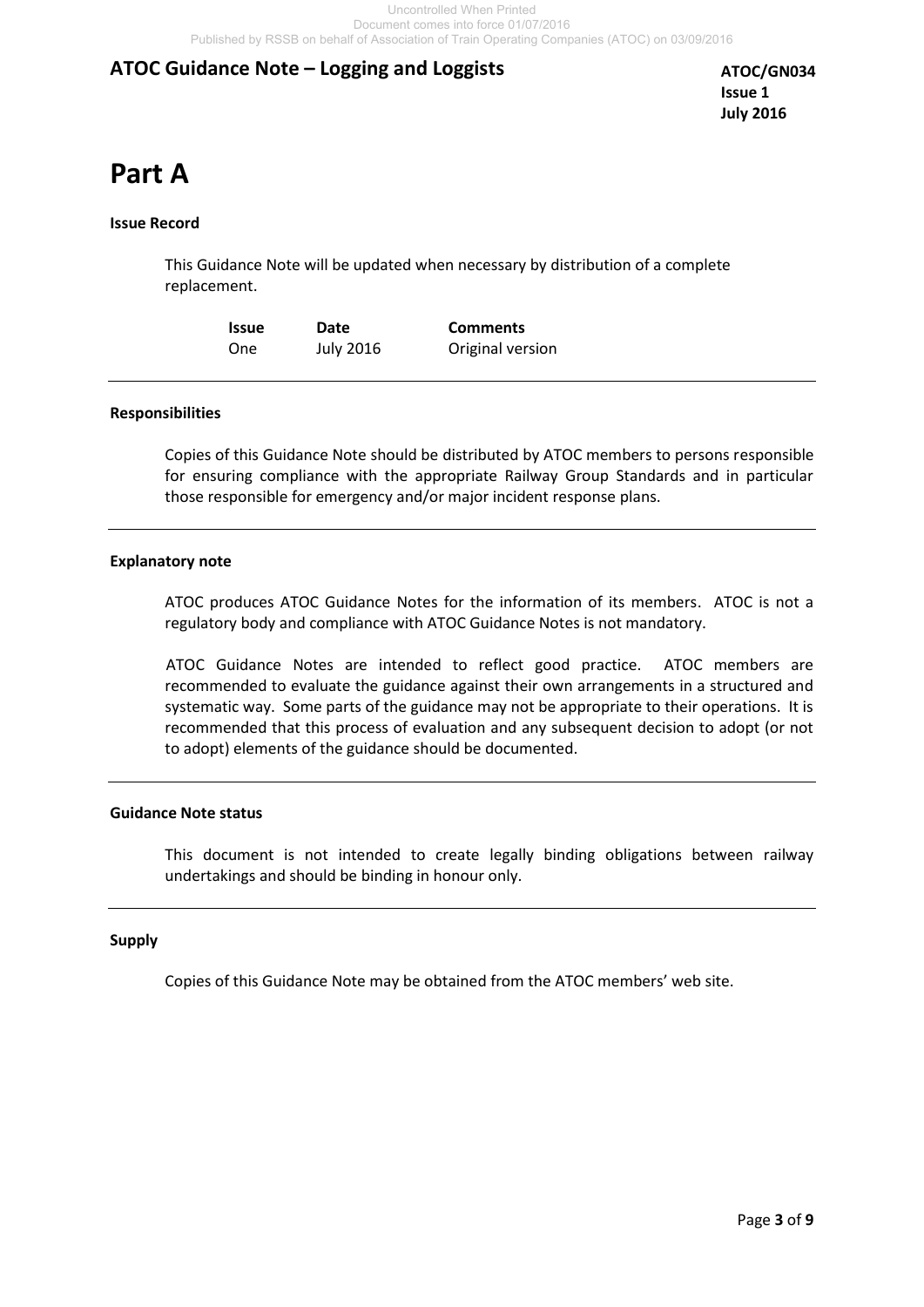# Part A

**Issue Record**

This Guidance Note will be updated when necessary by distribution of a complete replacement.

| Issue | Date | Comments |
|---|---|---|
| One | July 2016 | Original version |

---

**Responsibilities**

Copies of this Guidance Note should be distributed by ATOC members to persons responsible for ensuring compliance with the appropriate Railway Group Standards and in particular those responsible for emergency and/or major incident response plans.

---

**Explanatory note**

ATOC produces ATOC Guidance Notes for the information of its members. ATOC is not a regulatory body and compliance with ATOC Guidance Notes is not mandatory.

ATOC Guidance Notes are intended to reflect good practice. ATOC members are recommended to evaluate the guidance against their own arrangements in a structured and systematic way. Some parts of the guidance may not be appropriate to their operations. It is recommended that this process of evaluation and any subsequent decision to adopt (or not to adopt) elements of the guidance should be documented.

---

**Guidance Note status**

This document is not intended to create legally binding obligations between railway undertakings and should be binding in honour only.

---

**Supply**

Copies of this Guidance Note may be obtained from the ATOC members' web site.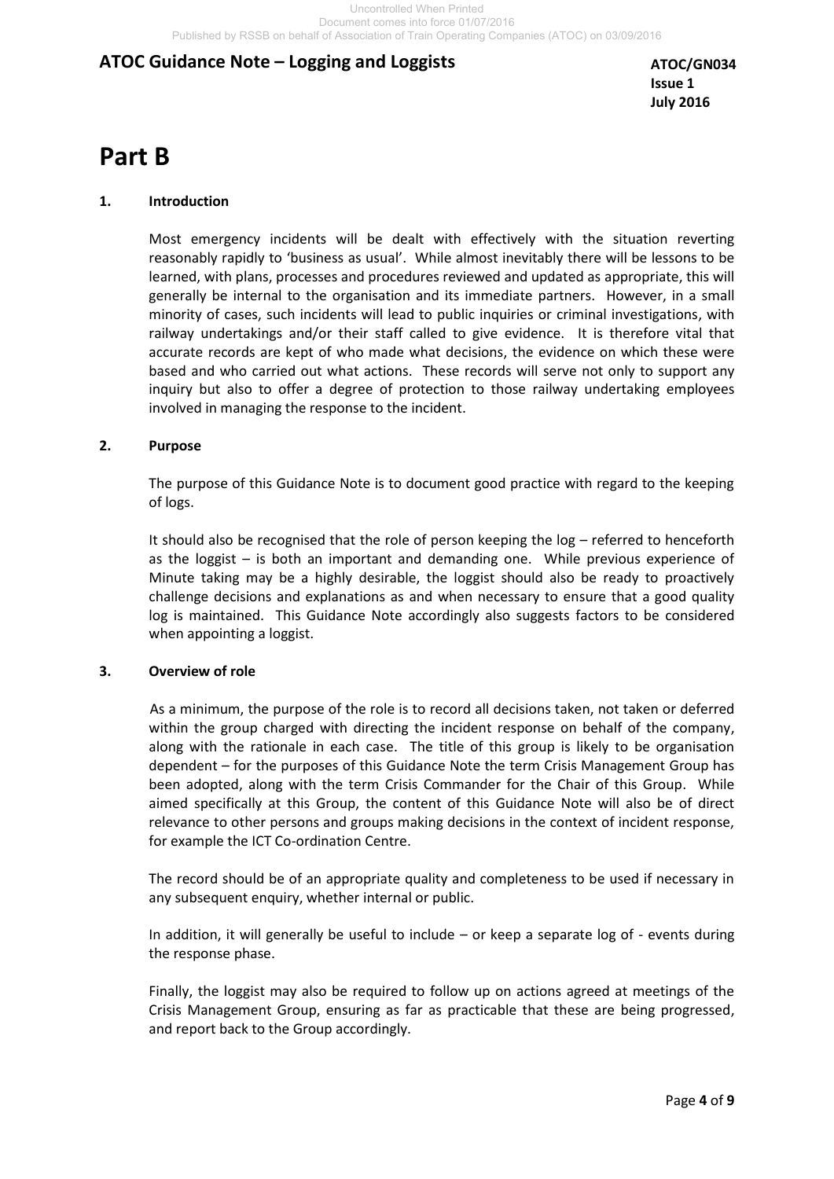# Part B

## 1. Introduction

Most emergency incidents will be dealt with effectively with the situation reverting reasonably rapidly to 'business as usual'. While almost inevitably there will be lessons to be learned, with plans, processes and procedures reviewed and updated as appropriate, this will generally be internal to the organisation and its immediate partners. However, in a small minority of cases, such incidents will lead to public inquiries or criminal investigations, with railway undertakings and/or their staff called to give evidence. It is therefore vital that accurate records are kept of who made what decisions, the evidence on which these were based and who carried out what actions. These records will serve not only to support any inquiry but also to offer a degree of protection to those railway undertaking employees involved in managing the response to the incident.

## 2. Purpose

The purpose of this Guidance Note is to document good practice with regard to the keeping of logs.

It should also be recognised that the role of person keeping the log – referred to henceforth as the loggist – is both an important and demanding one. While previous experience of Minute taking may be a highly desirable, the loggist should also be ready to proactively challenge decisions and explanations as and when necessary to ensure that a good quality log is maintained. This Guidance Note accordingly also suggests factors to be considered when appointing a loggist.

## 3. Overview of role

As a minimum, the purpose of the role is to record all decisions taken, not taken or deferred within the group charged with directing the incident response on behalf of the company, along with the rationale in each case. The title of this group is likely to be organisation dependent – for the purposes of this Guidance Note the term Crisis Management Group has been adopted, along with the term Crisis Commander for the Chair of this Group. While aimed specifically at this Group, the content of this Guidance Note will also be of direct relevance to other persons and groups making decisions in the context of incident response, for example the ICT Co-ordination Centre.

The record should be of an appropriate quality and completeness to be used if necessary in any subsequent enquiry, whether internal or public.

In addition, it will generally be useful to include – or keep a separate log of - events during the response phase.

Finally, the loggist may also be required to follow up on actions agreed at meetings of the Crisis Management Group, ensuring as far as practicable that these are being progressed, and report back to the Group accordingly.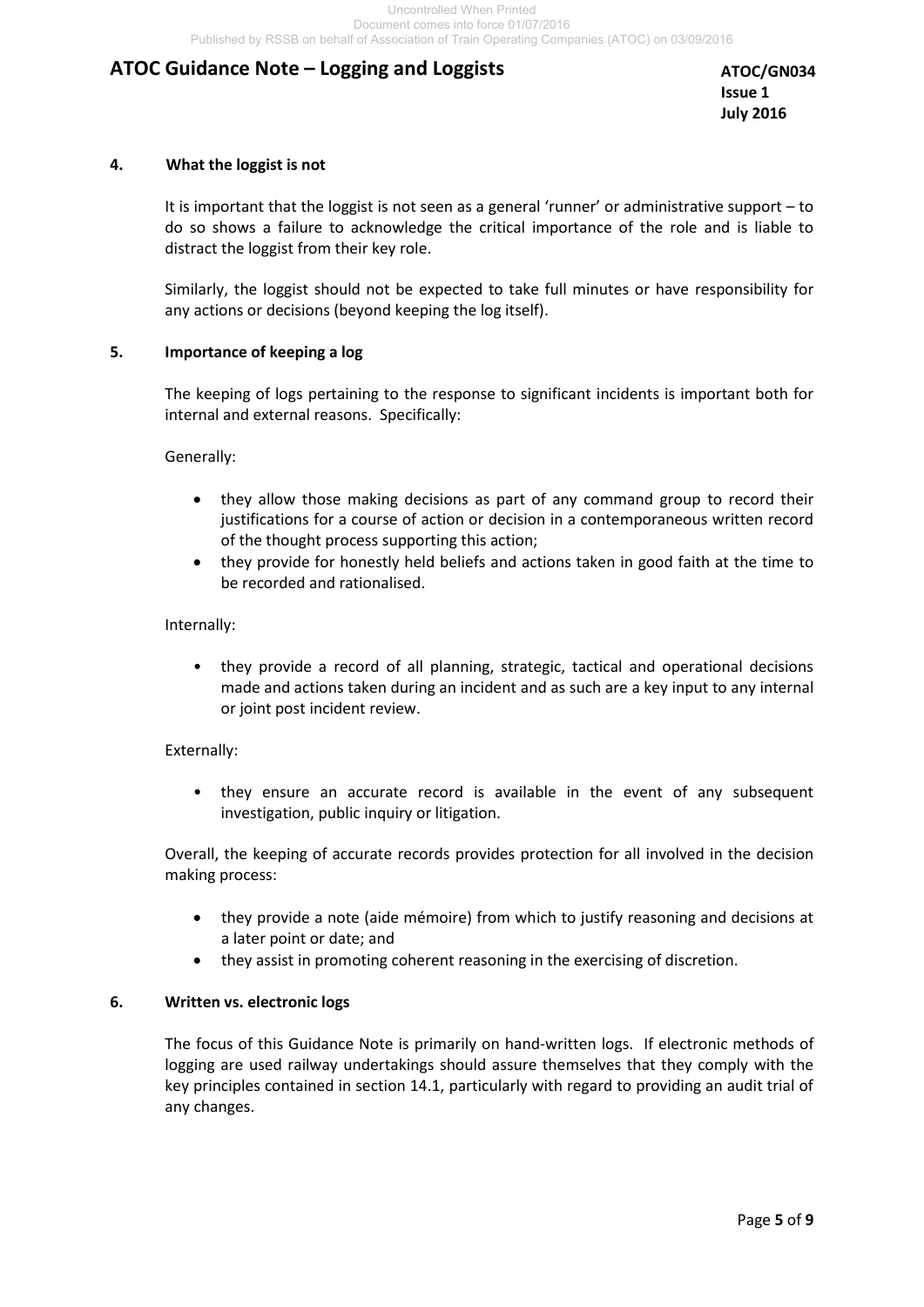## 4. What the loggist is not

It is important that the loggist is not seen as a general 'runner' or administrative support – to do so shows a failure to acknowledge the critical importance of the role and is liable to distract the loggist from their key role.

Similarly, the loggist should not be expected to take full minutes or have responsibility for any actions or decisions (beyond keeping the log itself).

## 5. Importance of keeping a log

The keeping of logs pertaining to the response to significant incidents is important both for internal and external reasons. Specifically:

Generally:

- they allow those making decisions as part of any command group to record their justifications for a course of action or decision in a contemporaneous written record of the thought process supporting this action;
- they provide for honestly held beliefs and actions taken in good faith at the time to be recorded and rationalised.

Internally:

- they provide a record of all planning, strategic, tactical and operational decisions made and actions taken during an incident and as such are a key input to any internal or joint post incident review.

Externally:

- they ensure an accurate record is available in the event of any subsequent investigation, public inquiry or litigation.

Overall, the keeping of accurate records provides protection for all involved in the decision making process:

- they provide a note (aide mémoire) from which to justify reasoning and decisions at a later point or date; and
- they assist in promoting coherent reasoning in the exercising of discretion.

## 6. Written vs. electronic logs

The focus of this Guidance Note is primarily on hand-written logs. If electronic methods of logging are used railway undertakings should assure themselves that they comply with the key principles contained in section 14.1, particularly with regard to providing an audit trial of any changes.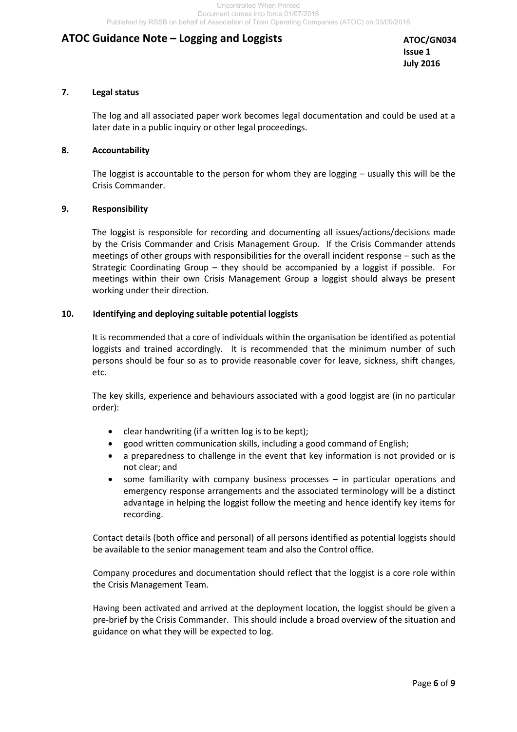## 7. Legal status

The log and all associated paper work becomes legal documentation and could be used at a later date in a public inquiry or other legal proceedings.

## 8. Accountability

The loggist is accountable to the person for whom they are logging – usually this will be the Crisis Commander.

## 9. Responsibility

The loggist is responsible for recording and documenting all issues/actions/decisions made by the Crisis Commander and Crisis Management Group. If the Crisis Commander attends meetings of other groups with responsibilities for the overall incident response – such as the Strategic Coordinating Group – they should be accompanied by a loggist if possible. For meetings within their own Crisis Management Group a loggist should always be present working under their direction.

## 10. Identifying and deploying suitable potential loggists

It is recommended that a core of individuals within the organisation be identified as potential loggists and trained accordingly. It is recommended that the minimum number of such persons should be four so as to provide reasonable cover for leave, sickness, shift changes, etc.

The key skills, experience and behaviours associated with a good loggist are (in no particular order):

- clear handwriting (if a written log is to be kept);
- good written communication skills, including a good command of English;
- a preparedness to challenge in the event that key information is not provided or is not clear; and
- some familiarity with company business processes – in particular operations and emergency response arrangements and the associated terminology will be a distinct advantage in helping the loggist follow the meeting and hence identify key items for recording.

Contact details (both office and personal) of all persons identified as potential loggists should be available to the senior management team and also the Control office.

Company procedures and documentation should reflect that the loggist is a core role within the Crisis Management Team.

Having been activated and arrived at the deployment location, the loggist should be given a pre-brief by the Crisis Commander. This should include a broad overview of the situation and guidance on what they will be expected to log.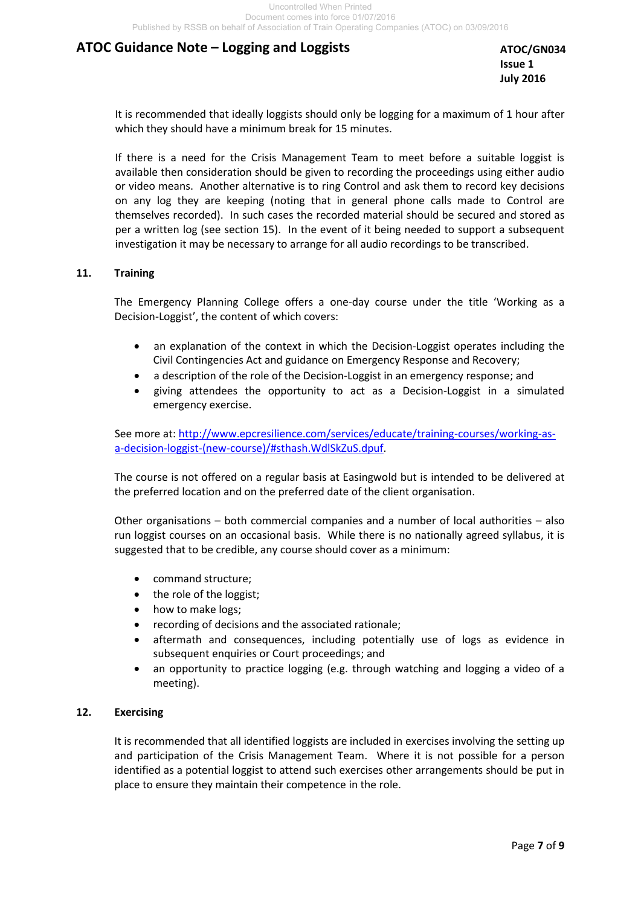It is recommended that ideally loggists should only be logging for a maximum of 1 hour after which they should have a minimum break for 15 minutes.

If there is a need for the Crisis Management Team to meet before a suitable loggist is available then consideration should be given to recording the proceedings using either audio or video means. Another alternative is to ring Control and ask them to record key decisions on any log they are keeping (noting that in general phone calls made to Control are themselves recorded). In such cases the recorded material should be secured and stored as per a written log (see section 15). In the event of it being needed to support a subsequent investigation it may be necessary to arrange for all audio recordings to be transcribed.

## 11. Training

The Emergency Planning College offers a one-day course under the title 'Working as a Decision-Loggist', the content of which covers:

- an explanation of the context in which the Decision-Loggist operates including the Civil Contingencies Act and guidance on Emergency Response and Recovery;
- a description of the role of the Decision-Loggist in an emergency response; and
- giving attendees the opportunity to act as a Decision-Loggist in a simulated emergency exercise.

See more at: [http://www.epcresilience.com/services/educate/training-courses/working-as-a-decision-loggist-(new-course)/#sthash.WdlSkZuS.dpuf](http://www.epcresilience.com/services/educate/training-courses/working-as-a-decision-loggist-(new-course)/#sthash.WdlSkZuS.dpuf).

The course is not offered on a regular basis at Easingwold but is intended to be delivered at the preferred location and on the preferred date of the client organisation.

Other organisations – both commercial companies and a number of local authorities – also run loggist courses on an occasional basis. While there is no nationally agreed syllabus, it is suggested that to be credible, any course should cover as a minimum:

- command structure;
- the role of the loggist;
- how to make logs;
- recording of decisions and the associated rationale;
- aftermath and consequences, including potentially use of logs as evidence in subsequent enquiries or Court proceedings; and
- an opportunity to practice logging (e.g. through watching and logging a video of a meeting).

## 12. Exercising

It is recommended that all identified loggists are included in exercises involving the setting up and participation of the Crisis Management Team. Where it is not possible for a person identified as a potential loggist to attend such exercises other arrangements should be put in place to ensure they maintain their competence in the role.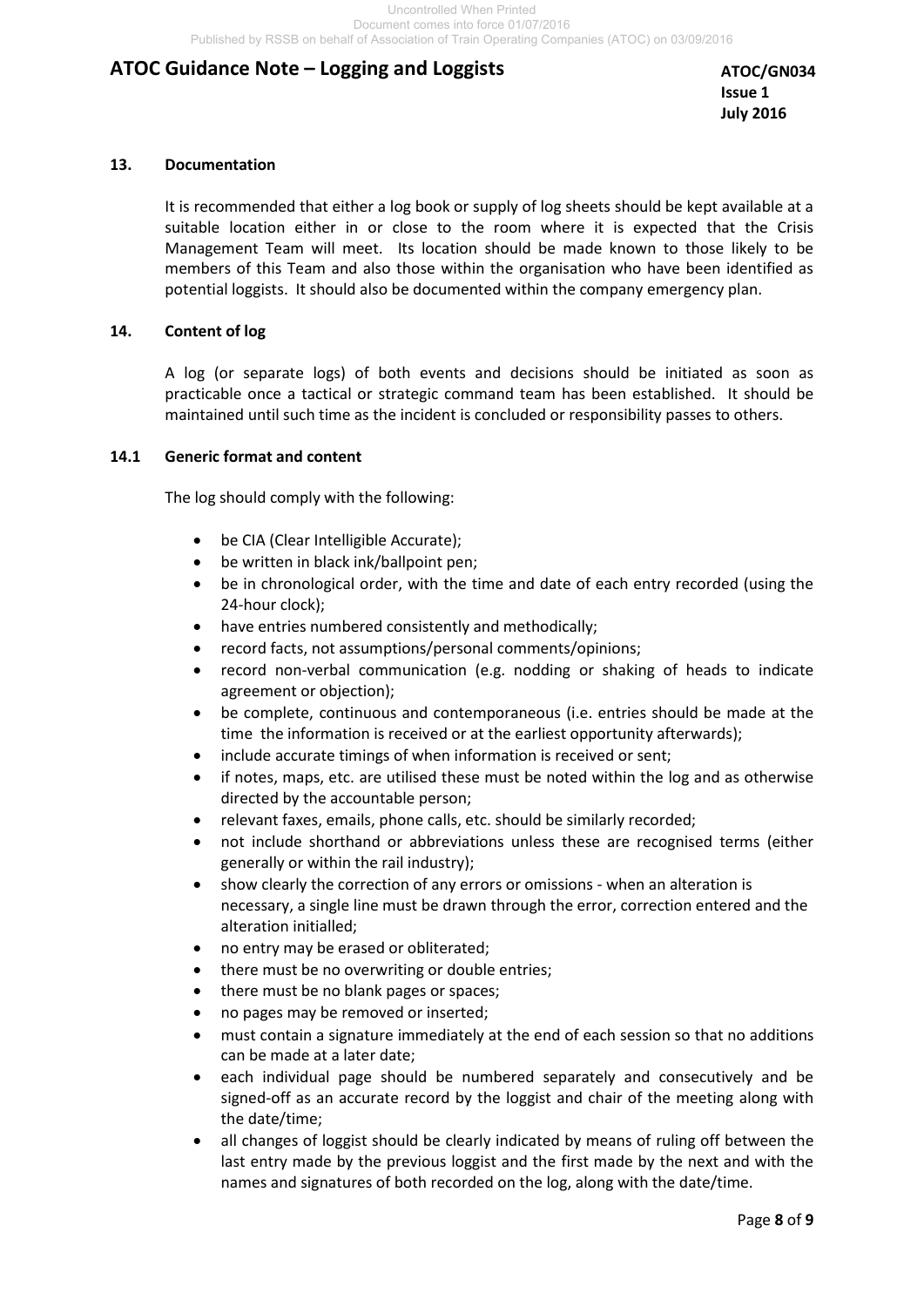## 13. Documentation

It is recommended that either a log book or supply of log sheets should be kept available at a suitable location either in or close to the room where it is expected that the Crisis Management Team will meet. Its location should be made known to those likely to be members of this Team and also those within the organisation who have been identified as potential loggists. It should also be documented within the company emergency plan.

## 14. Content of log

A log (or separate logs) of both events and decisions should be initiated as soon as practicable once a tactical or strategic command team has been established. It should be maintained until such time as the incident is concluded or responsibility passes to others.

### 14.1 Generic format and content

The log should comply with the following:

- be CIA (Clear Intelligible Accurate);
- be written in black ink/ballpoint pen;
- be in chronological order, with the time and date of each entry recorded (using the 24-hour clock);
- have entries numbered consistently and methodically;
- record facts, not assumptions/personal comments/opinions;
- record non-verbal communication (e.g. nodding or shaking of heads to indicate agreement or objection);
- be complete, continuous and contemporaneous (i.e. entries should be made at the time the information is received or at the earliest opportunity afterwards);
- include accurate timings of when information is received or sent;
- if notes, maps, etc. are utilised these must be noted within the log and as otherwise directed by the accountable person;
- relevant faxes, emails, phone calls, etc. should be similarly recorded;
- not include shorthand or abbreviations unless these are recognised terms (either generally or within the rail industry);
- show clearly the correction of any errors or omissions - when an alteration is necessary, a single line must be drawn through the error, correction entered and the alteration initialled;
- no entry may be erased or obliterated;
- there must be no overwriting or double entries;
- there must be no blank pages or spaces;
- no pages may be removed or inserted;
- must contain a signature immediately at the end of each session so that no additions can be made at a later date;
- each individual page should be numbered separately and consecutively and be signed-off as an accurate record by the loggist and chair of the meeting along with the date/time;
- all changes of loggist should be clearly indicated by means of ruling off between the last entry made by the previous loggist and the first made by the next and with the names and signatures of both recorded on the log, along with the date/time.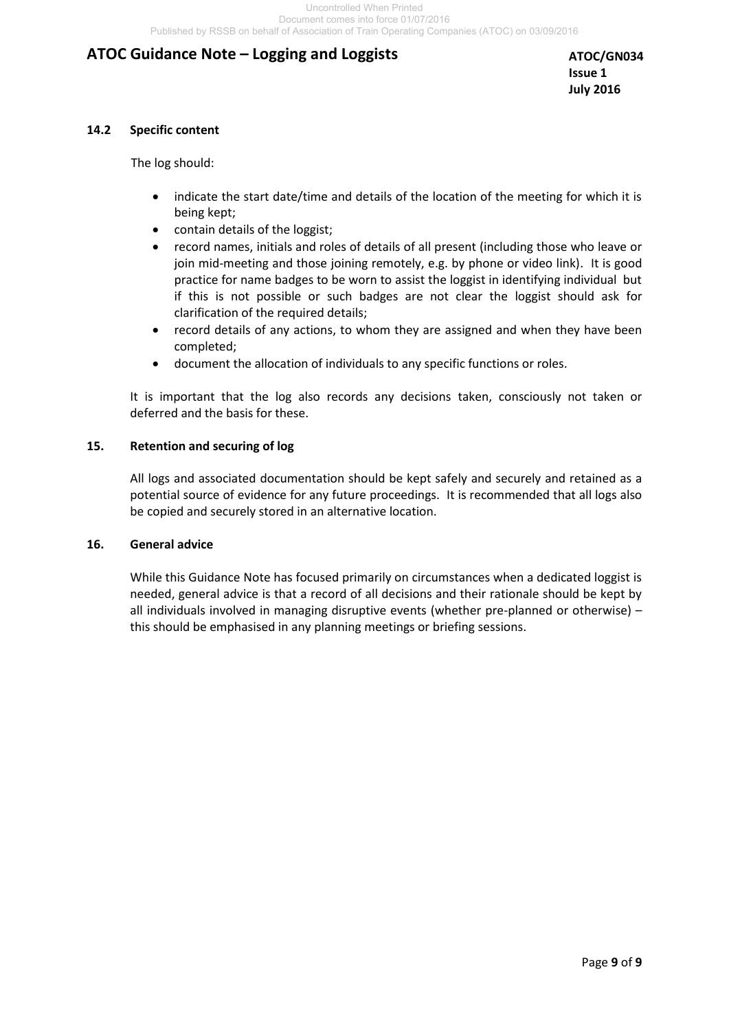### 14.2 Specific content

The log should:

- indicate the start date/time and details of the location of the meeting for which it is being kept;
- contain details of the loggist;
- record names, initials and roles of details of all present (including those who leave or join mid-meeting and those joining remotely, e.g. by phone or video link). It is good practice for name badges to be worn to assist the loggist in identifying individual but if this is not possible or such badges are not clear the loggist should ask for clarification of the required details;
- record details of any actions, to whom they are assigned and when they have been completed;
- document the allocation of individuals to any specific functions or roles.

It is important that the log also records any decisions taken, consciously not taken or deferred and the basis for these.

## 15. Retention and securing of log

All logs and associated documentation should be kept safely and securely and retained as a potential source of evidence for any future proceedings. It is recommended that all logs also be copied and securely stored in an alternative location.

## 16. General advice

While this Guidance Note has focused primarily on circumstances when a dedicated loggist is needed, general advice is that a record of all decisions and their rationale should be kept by all individuals involved in managing disruptive events (whether pre-planned or otherwise) – this should be emphasised in any planning meetings or briefing sessions.